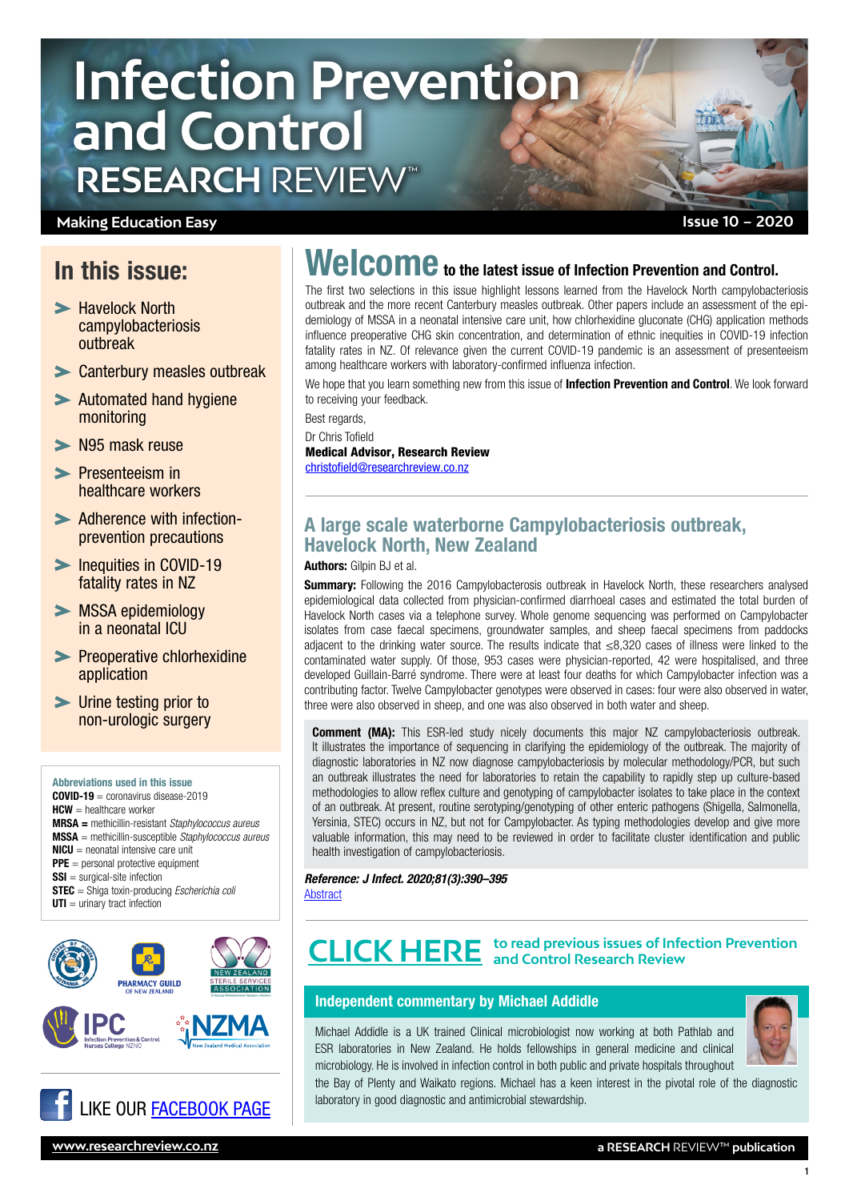# Infection Prevention and Control RESEARCH REVIEW™

Making Education Easy

Issue 10 – 2020

## In this issue:

- Havelock North campylobacteriosis outbreak
- Canterbury measles outbreak
- Automated hand hygiene monitoring
- N95 mask reuse
- Presenteeism in healthcare workers
- Adherence with infection-prevention precautions
- Inequities in COVID-19 fatality rates in NZ
- MSSA epidemiology in a neonatal ICU
- Preoperative chlorhexidine application
- Urine testing prior to non-urologic surgery

**Abbreviations used in this issue**

**COVID-19** = coronavirus disease-2019
**HCW** = healthcare worker
**MRSA** = methicillin-resistant *Staphylococcus aureus*
**MSSA** = methicillin-susceptible *Staphylococcus aureus*
**NICU** = neonatal intensive care unit
**PPE** = personal protective equipment
**SSI** = surgical-site infection
**STEC** = Shiga toxin-producing *Escherichia coli*
**UTI** = urinary tract infection

LIKE OUR FACEBOOK PAGE

## Welcome to the latest issue of Infection Prevention and Control.

The first two selections in this issue highlight lessons learned from the Havelock North campylobacteriosis outbreak and the more recent Canterbury measles outbreak. Other papers include an assessment of the epidemiology of MSSA in a neonatal intensive care unit, how chlorhexidine gluconate (CHG) application methods influence preoperative CHG skin concentration, and determination of ethnic inequities in COVID-19 infection fatality rates in NZ. Of relevance given the current COVID-19 pandemic is an assessment of presenteeism among healthcare workers with laboratory-confirmed influenza infection.

We hope that you learn something new from this issue of **Infection Prevention and Control**. We look forward to receiving your feedback.

Best regards,

Dr Chris Tofield
**Medical Advisor, Research Review**
christofield@researchreview.co.nz

## A large scale waterborne Campylobacteriosis outbreak, Havelock North, New Zealand

**Authors:** Gilpin BJ et al.

**Summary:** Following the 2016 Campylobacterosis outbreak in Havelock North, these researchers analysed epidemiological data collected from physician-confirmed diarrhoeal cases and estimated the total burden of Havelock North cases via a telephone survey. Whole genome sequencing was performed on Campylobacter isolates from case faecal specimens, groundwater samples, and sheep faecal specimens from paddocks adjacent to the drinking water source. The results indicate that ≤8,320 cases of illness were linked to the contaminated water supply. Of those, 953 cases were physician-reported, 42 were hospitalised, and three developed Guillain-Barré syndrome. There were at least four deaths for which Campylobacter infection was a contributing factor. Twelve Campylobacter genotypes were observed in cases: four were also observed in water, three were also observed in sheep, and one was also observed in both water and sheep.

**Comment (MA):** This ESR-led study nicely documents this major NZ campylobacteriosis outbreak. It illustrates the importance of sequencing in clarifying the epidemiology of the outbreak. The majority of diagnostic laboratories in NZ now diagnose campylobacteriosis by molecular methodology/PCR, but such an outbreak illustrates the need for laboratories to retain the capability to rapidly step up culture-based methodologies to allow reflex culture and genotyping of campylobacter isolates to take place in the context of an outbreak. At present, routine serotyping/genotyping of other enteric pathogens (Shigella, Salmonella, Yersinia, STEC) occurs in NZ, but not for Campylobacter. As typing methodologies develop and give more valuable information, this may need to be reviewed in order to facilitate cluster identification and public health investigation of campylobacteriosis.

***Reference: J Infect. 2020;81(3):390–395***
Abstract

**CLICK HERE** to read previous issues of Infection Prevention and Control Research Review

### Independent commentary by Michael Addidle

Michael Addidle is a UK trained Clinical microbiologist now working at both Pathlab and ESR laboratories in New Zealand. He holds fellowships in general medicine and clinical microbiology. He is involved in infection control in both public and private hospitals throughout the Bay of Plenty and Waikato regions. Michael has a keen interest in the pivotal role of the diagnostic laboratory in good diagnostic and antimicrobial stewardship.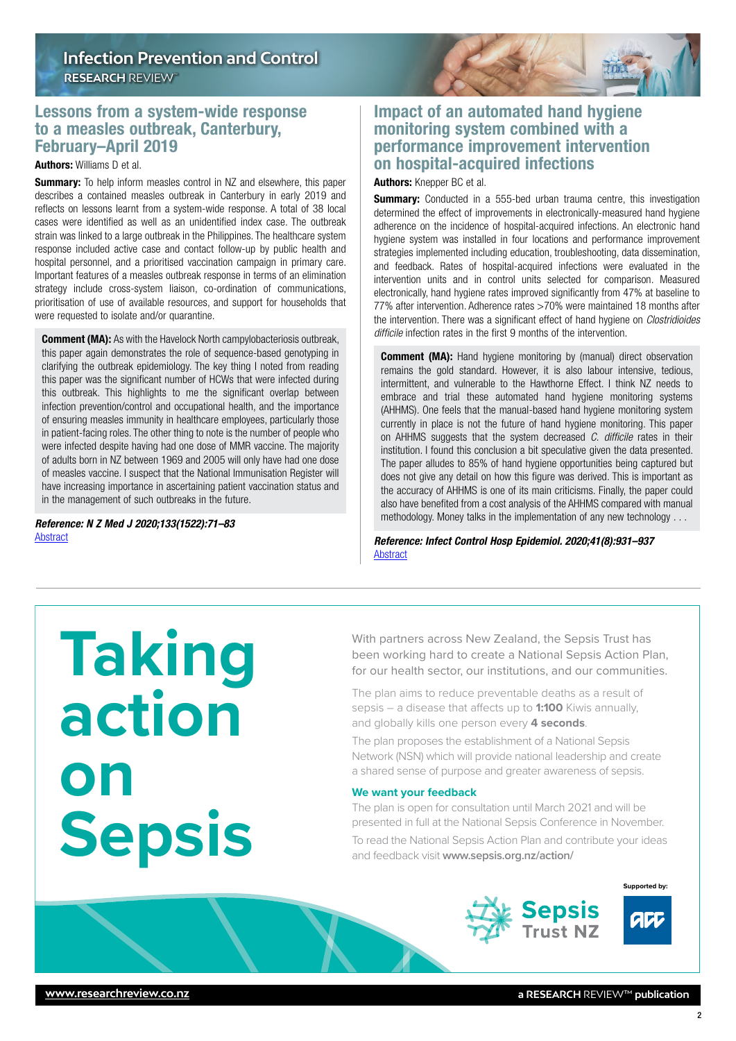## Lessons from a system-wide response to a measles outbreak, Canterbury, February–April 2019

**Authors:** Williams D et al.

**Summary:** To help inform measles control in NZ and elsewhere, this paper describes a contained measles outbreak in Canterbury in early 2019 and reflects on lessons learnt from a system-wide response. A total of 38 local cases were identified as well as an unidentified index case. The outbreak strain was linked to a large outbreak in the Philippines. The healthcare system response included active case and contact follow-up by public health and hospital personnel, and a prioritised vaccination campaign in primary care. Important features of a measles outbreak response in terms of an elimination strategy include cross-system liaison, co-ordination of communications, prioritisation of use of available resources, and support for households that were requested to isolate and/or quarantine.

**Comment (MA):** As with the Havelock North campylobacteriosis outbreak, this paper again demonstrates the role of sequence-based genotyping in clarifying the outbreak epidemiology. The key thing I noted from reading this paper was the significant number of HCWs that were infected during this outbreak. This highlights to me the significant overlap between infection prevention/control and occupational health, and the importance of ensuring measles immunity in healthcare employees, particularly those in patient-facing roles. The other thing to note is the number of people who were infected despite having had one dose of MMR vaccine. The majority of adults born in NZ between 1969 and 2005 will only have had one dose of measles vaccine. I suspect that the National Immunisation Register will have increasing importance in ascertaining patient vaccination status and in the management of such outbreaks in the future.

***Reference: N Z Med J 2020;133(1522):71–83***
[Abstract]

## Impact of an automated hand hygiene monitoring system combined with a performance improvement intervention on hospital-acquired infections

**Authors:** Knepper BC et al.

**Summary:** Conducted in a 555-bed urban trauma centre, this investigation determined the effect of improvements in electronically-measured hand hygiene adherence on the incidence of hospital-acquired infections. An electronic hand hygiene system was installed in four locations and performance improvement strategies implemented including education, troubleshooting, data dissemination, and feedback. Rates of hospital-acquired infections were evaluated in the intervention units and in control units selected for comparison. Measured electronically, hand hygiene rates improved significantly from 47% at baseline to 77% after intervention. Adherence rates >70% were maintained 18 months after the intervention. There was a significant effect of hand hygiene on *Clostridioides difficile* infection rates in the first 9 months of the intervention.

**Comment (MA):** Hand hygiene monitoring by (manual) direct observation remains the gold standard. However, it is also labour intensive, tedious, intermittent, and vulnerable to the Hawthorne Effect. I think NZ needs to embrace and trial these automated hand hygiene monitoring systems (AHHMS). One feels that the manual-based hand hygiene monitoring system currently in place is not the future of hand hygiene monitoring. This paper on AHHMS suggests that the system decreased *C. difficile* rates in their institution. I found this conclusion a bit speculative given the data presented. The paper alludes to 85% of hand hygiene opportunities being captured but does not give any detail on how this figure was derived. This is important as the accuracy of AHHMS is one of its main criticisms. Finally, the paper could also have benefited from a cost analysis of the AHHMS compared with manual methodology. Money talks in the implementation of any new technology . . .

***Reference: Infect Control Hosp Epidemiol. 2020;41(8):931–937***
[Abstract]

# Taking action on Sepsis

With partners across New Zealand, the Sepsis Trust has been working hard to create a National Sepsis Action Plan, for our health sector, our institutions, and our communities.

The plan aims to reduce preventable deaths as a result of sepsis – a disease that affects up to **1:100** Kiwis annually, and globally kills one person every **4 seconds**.

The plan proposes the establishment of a National Sepsis Network (NSN) which will provide national leadership and create a shared sense of purpose and greater awareness of sepsis.

**We want your feedback**

The plan is open for consultation until March 2021 and will be presented in full at the National Sepsis Conference in November.

To read the National Sepsis Action Plan and contribute your ideas and feedback visit **www.sepsis.org.nz/action/**

Sepsis Trust NZ

Supported by: ACC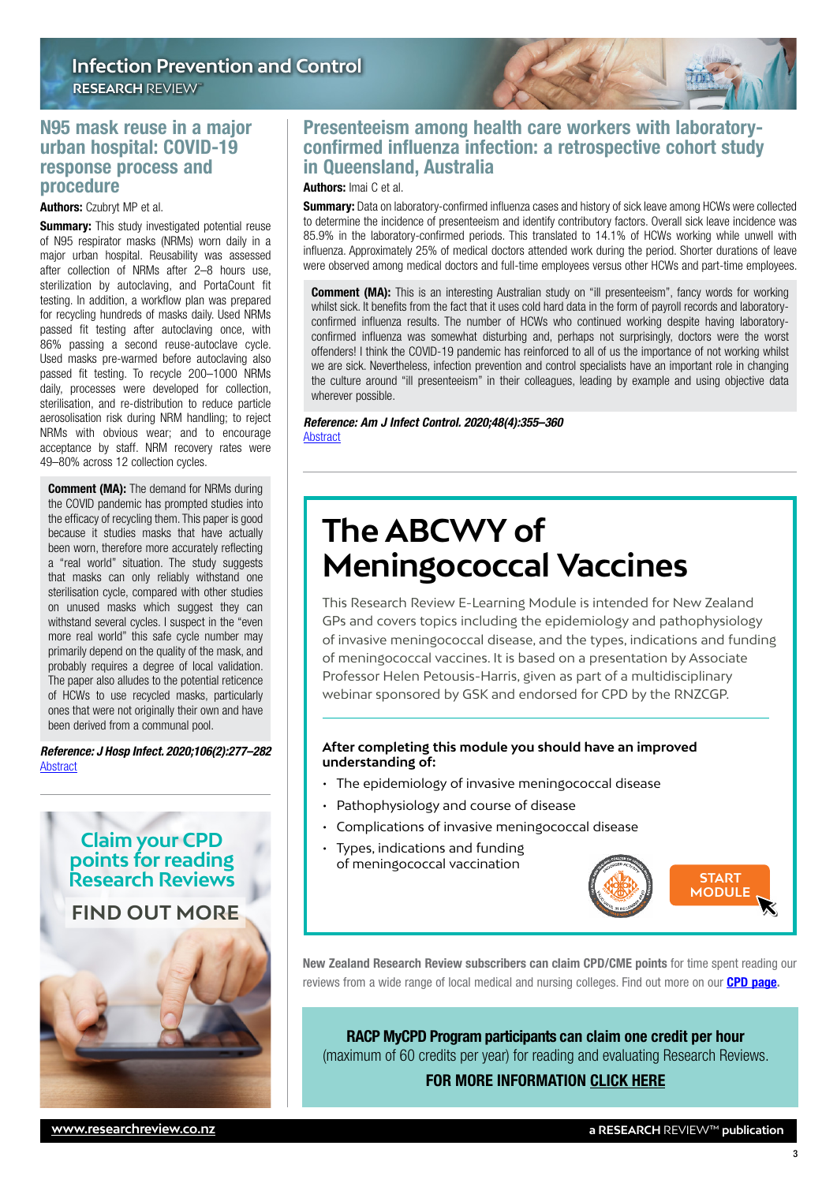## N95 mask reuse in a major urban hospital: COVID-19 response process and procedure

**Authors:** Czubryt MP et al.

**Summary:** This study investigated potential reuse of N95 respirator masks (NRMs) worn daily in a major urban hospital. Reusability was assessed after collection of NRMs after 2–8 hours use, sterilization by autoclaving, and PortaCount fit testing. In addition, a workflow plan was prepared for recycling hundreds of masks daily. Used NRMs passed fit testing after autoclaving once, with 86% passing a second reuse-autoclave cycle. Used masks pre-warmed before autoclaving also passed fit testing. To recycle 200–1000 NRMs daily, processes were developed for collection, sterilisation, and re-distribution to reduce particle aerosolisation risk during NRM handling; to reject NRMs with obvious wear; and to encourage acceptance by staff. NRM recovery rates were 49–80% across 12 collection cycles.

**Comment (MA):** The demand for NRMs during the COVID pandemic has prompted studies into the efficacy of recycling them. This paper is good because it studies masks that have actually been worn, therefore more accurately reflecting a "real world" situation. The study suggests that masks can only reliably withstand one sterilisation cycle, compared with other studies on unused masks which suggest they can withstand several cycles. I suspect in the "even more real world" this safe cycle number may primarily depend on the quality of the mask, and probably requires a degree of local validation. The paper also alludes to the potential reticence of HCWs to use recycled masks, particularly ones that were not originally their own and have been derived from a communal pool.

***Reference: J Hosp Infect. 2020;106(2):277–282***
[Abstract](#)

## Presenteeism among health care workers with laboratory-confirmed influenza infection: a retrospective cohort study in Queensland, Australia

**Authors:** Imai C et al.

**Summary:** Data on laboratory-confirmed influenza cases and history of sick leave among HCWs were collected to determine the incidence of presenteeism and identify contributory factors. Overall sick leave incidence was 85.9% in the laboratory-confirmed periods. This translated to 14.1% of HCWs working while unwell with influenza. Approximately 25% of medical doctors attended work during the period. Shorter durations of leave were observed among medical doctors and full-time employees versus other HCWs and part-time employees.

**Comment (MA):** This is an interesting Australian study on "ill presenteeism", fancy words for working whilst sick. It benefits from the fact that it uses cold hard data in the form of payroll records and laboratory-confirmed influenza results. The number of HCWs who continued working despite having laboratory-confirmed influenza was somewhat disturbing and, perhaps not surprisingly, doctors were the worst offenders! I think the COVID-19 pandemic has reinforced to all of us the importance of not working whilst we are sick. Nevertheless, infection prevention and control specialists have an important role in changing the culture around "ill presenteeism" in their colleagues, leading by example and using objective data wherever possible.

***Reference: Am J Infect Control. 2020;48(4):355–360***
[Abstract](#)

**Claim your CPD points for reading Research Reviews**

**FIND OUT MORE**

# The ABCWY of Meningococcal Vaccines

This Research Review E-Learning Module is intended for New Zealand GPs and covers topics including the epidemiology and pathophysiology of invasive meningococcal disease, and the types, indications and funding of meningococcal vaccines. It is based on a presentation by Associate Professor Helen Petousis-Harris, given as part of a multidisciplinary webinar sponsored by GSK and endorsed for CPD by the RNZCGP.

**After completing this module you should have an improved understanding of:**

- The epidemiology of invasive meningococcal disease
- Pathophysiology and course of disease
- Complications of invasive meningococcal disease
- Types, indications and funding of meningococcal vaccination

**START MODULE**

**New Zealand Research Review subscribers can claim CPD/CME points** for time spent reading our reviews from a wide range of local medical and nursing colleges. Find out more on our **[CPD page](#)**.

**RACP MyCPD Program participants can claim one credit per hour**
(maximum of 60 credits per year) for reading and evaluating Research Reviews.

**FOR MORE INFORMATION [CLICK HERE](#)**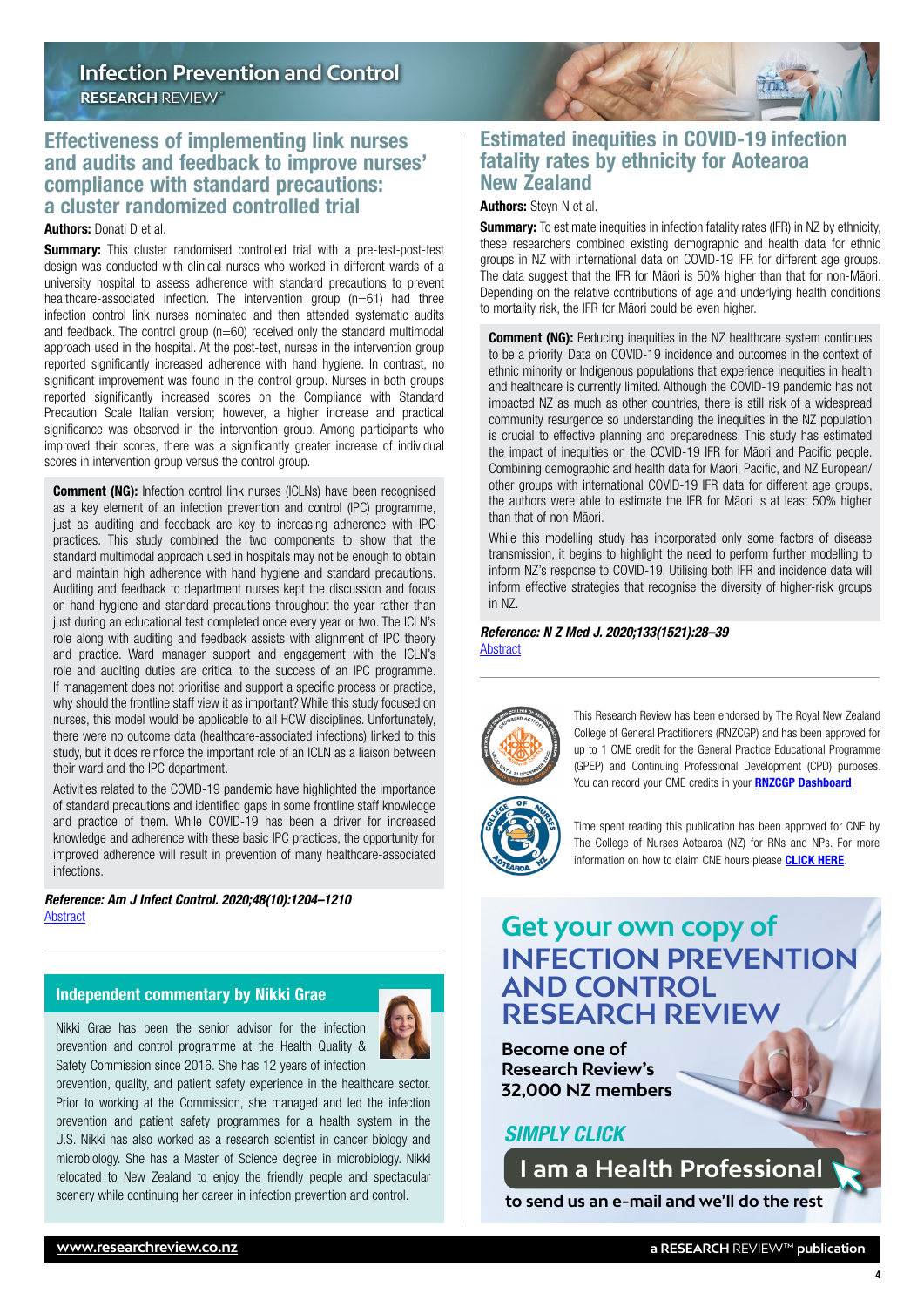## Effectiveness of implementing link nurses and audits and feedback to improve nurses' compliance with standard precautions: a cluster randomized controlled trial

**Authors:** Donati D et al.

**Summary:** This cluster randomised controlled trial with a pre-test-post-test design was conducted with clinical nurses who worked in different wards of a university hospital to assess adherence with standard precautions to prevent healthcare-associated infection. The intervention group (n=61) had three infection control link nurses nominated and then attended systematic audits and feedback. The control group (n=60) received only the standard multimodal approach used in the hospital. At the post-test, nurses in the intervention group reported significantly increased adherence with hand hygiene. In contrast, no significant improvement was found in the control group. Nurses in both groups reported significantly increased scores on the Compliance with Standard Precaution Scale Italian version; however, a higher increase and practical significance was observed in the intervention group. Among participants who improved their scores, there was a significantly greater increase of individual scores in intervention group versus the control group.

**Comment (NG):** Infection control link nurses (ICLNs) have been recognised as a key element of an infection prevention and control (IPC) programme, just as auditing and feedback are key to increasing adherence with IPC practices. This study combined the two components to show that the standard multimodal approach used in hospitals may not be enough to obtain and maintain high adherence with hand hygiene and standard precautions. Auditing and feedback to department nurses kept the discussion and focus on hand hygiene and standard precautions throughout the year rather than just during an educational test completed once every year or two. The ICLN's role along with auditing and feedback assists with alignment of IPC theory and practice. Ward manager support and engagement with the ICLN's role and auditing duties are critical to the success of an IPC programme. If management does not prioritise and support a specific process or practice, why should the frontline staff view it as important? While this study focused on nurses, this model would be applicable to all HCW disciplines. Unfortunately, there were no outcome data (healthcare-associated infections) linked to this study, but it does reinforce the important role of an ICLN as a liaison between their ward and the IPC department.

Activities related to the COVID-19 pandemic have highlighted the importance of standard precautions and identified gaps in some frontline staff knowledge and practice of them. While COVID-19 has been a driver for increased knowledge and adherence with these basic IPC practices, the opportunity for improved adherence will result in prevention of many healthcare-associated infections.

***Reference: Am J Infect Control. 2020;48(10):1204–1210***
[Abstract]

### Independent commentary by Nikki Grae

Nikki Grae has been the senior advisor for the infection prevention and control programme at the Health Quality & Safety Commission since 2016. She has 12 years of infection prevention, quality, and patient safety experience in the healthcare sector. Prior to working at the Commission, she managed and led the infection prevention and patient safety programmes for a health system in the U.S. Nikki has also worked as a research scientist in cancer biology and microbiology. She has a Master of Science degree in microbiology. Nikki relocated to New Zealand to enjoy the friendly people and spectacular scenery while continuing her career in infection prevention and control.

## Estimated inequities in COVID-19 infection fatality rates by ethnicity for Aotearoa New Zealand

**Authors:** Steyn N et al.

**Summary:** To estimate inequities in infection fatality rates (IFR) in NZ by ethnicity, these researchers combined existing demographic and health data for ethnic groups in NZ with international data on COVID-19 IFR for different age groups. The data suggest that the IFR for Māori is 50% higher than that for non-Māori. Depending on the relative contributions of age and underlying health conditions to mortality risk, the IFR for Māori could be even higher.

**Comment (NG):** Reducing inequities in the NZ healthcare system continues to be a priority. Data on COVID-19 incidence and outcomes in the context of ethnic minority or Indigenous populations that experience inequities in health and healthcare is currently limited. Although the COVID-19 pandemic has not impacted NZ as much as other countries, there is still risk of a widespread community resurgence so understanding the inequities in the NZ population is crucial to effective planning and preparedness. This study has estimated the impact of inequities on the COVID-19 IFR for Māori and Pacific people. Combining demographic and health data for Māori, Pacific, and NZ European/other groups with international COVID-19 IFR data for different age groups, the authors were able to estimate the IFR for Māori is at least 50% higher than that of non-Māori.

While this modelling study has incorporated only some factors of disease transmission, it begins to highlight the need to perform further modelling to inform NZ's response to COVID-19. Utilising both IFR and incidence data will inform effective strategies that recognise the diversity of higher-risk groups in NZ.

***Reference: N Z Med J. 2020;133(1521):28–39***
[Abstract]

This Research Review has been endorsed by The Royal New Zealand College of General Practitioners (RNZCGP) and has been approved for up to 1 CME credit for the General Practice Educational Programme (GPEP) and Continuing Professional Development (CPD) purposes. You can record your CME credits in your **RNZCGP Dashboard**

Time spent reading this publication has been approved for CNE by The College of Nurses Aotearoa (NZ) for RNs and NPs. For more information on how to claim CNE hours please **CLICK HERE**.

## Get your own copy of INFECTION PREVENTION AND CONTROL RESEARCH REVIEW

**Become one of Research Review's 32,000 NZ members**

***SIMPLY CLICK***

**I am a Health Professional**

**to send us an e-mail and we'll do the rest**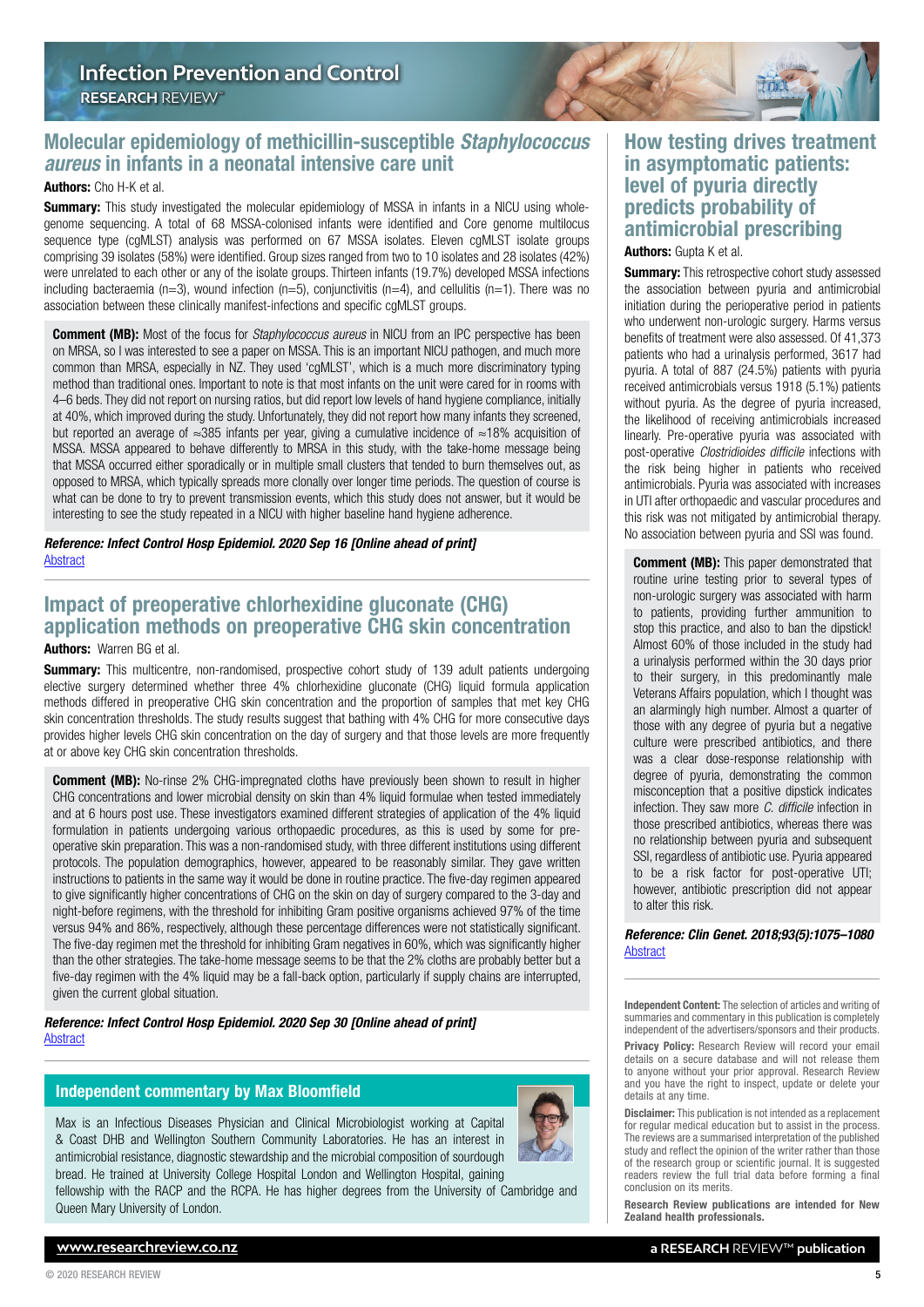## Molecular epidemiology of methicillin-susceptible *Staphylococcus aureus* in infants in a neonatal intensive care unit

**Authors:** Cho H-K et al.

**Summary:** This study investigated the molecular epidemiology of MSSA in infants in a NICU using whole-genome sequencing. A total of 68 MSSA-colonised infants were identified and Core genome multilocus sequence type (cgMLST) analysis was performed on 67 MSSA isolates. Eleven cgMLST isolate groups comprising 39 isolates (58%) were identified. Group sizes ranged from two to 10 isolates and 28 isolates (42%) were unrelated to each other or any of the isolate groups. Thirteen infants (19.7%) developed MSSA infections including bacteraemia (n=3), wound infection (n=5), conjunctivitis (n=4), and cellulitis (n=1). There was no association between these clinically manifest-infections and specific cgMLST groups.

**Comment (MB):** Most of the focus for *Staphylococcus aureus* in NICU from an IPC perspective has been on MRSA, so I was interested to see a paper on MSSA. This is an important NICU pathogen, and much more common than MRSA, especially in NZ. They used 'cgMLST', which is a much more discriminatory typing method than traditional ones. Important to note is that most infants on the unit were cared for in rooms with 4–6 beds. They did not report on nursing ratios, but did report low levels of hand hygiene compliance, initially at 40%, which improved during the study. Unfortunately, they did not report how many infants they screened, but reported an average of ≈385 infants per year, giving a cumulative incidence of ≈18% acquisition of MSSA. MSSA appeared to behave differently to MRSA in this study, with the take-home message being that MSSA occurred either sporadically or in multiple small clusters that tended to burn themselves out, as opposed to MRSA, which typically spreads more clonally over longer time periods. The question of course is what can be done to try to prevent transmission events, which this study does not answer, but it would be interesting to see the study repeated in a NICU with higher baseline hand hygiene adherence.

***Reference: Infect Control Hosp Epidemiol. 2020 Sep 16 [Online ahead of print]***
Abstract

## Impact of preoperative chlorhexidine gluconate (CHG) application methods on preoperative CHG skin concentration

**Authors:** Warren BG et al.

**Summary:** This multicentre, non-randomised, prospective cohort study of 139 adult patients undergoing elective surgery determined whether three 4% chlorhexidine gluconate (CHG) liquid formula application methods differed in preoperative CHG skin concentration and the proportion of samples that met key CHG skin concentration thresholds. The study results suggest that bathing with 4% CHG for more consecutive days provides higher levels CHG skin concentration on the day of surgery and that those levels are more frequently at or above key CHG skin concentration thresholds.

**Comment (MB):** No-rinse 2% CHG-impregnated cloths have previously been shown to result in higher CHG concentrations and lower microbial density on skin than 4% liquid formulae when tested immediately and at 6 hours post use. These investigators examined different strategies of application of the 4% liquid formulation in patients undergoing various orthopaedic procedures, as this is used by some for pre-operative skin preparation. This was a non-randomised study, with three different institutions using different protocols. The population demographics, however, appeared to be reasonably similar. They gave written instructions to patients in the same way it would be done in routine practice. The five-day regimen appeared to give significantly higher concentrations of CHG on the skin on day of surgery compared to the 3-day and night-before regimens, with the threshold for inhibiting Gram positive organisms achieved 97% of the time versus 94% and 86%, respectively, although these percentage differences were not statistically significant. The five-day regimen met the threshold for inhibiting Gram negatives in 60%, which was significantly higher than the other strategies. The take-home message seems to be that the 2% cloths are probably better but a five-day regimen with the 4% liquid may be a fall-back option, particularly if supply chains are interrupted, given the current global situation.

***Reference: Infect Control Hosp Epidemiol. 2020 Sep 30 [Online ahead of print]***
Abstract

### Independent commentary by Max Bloomfield

Max is an Infectious Diseases Physician and Clinical Microbiologist working at Capital & Coast DHB and Wellington Southern Community Laboratories. He has an interest in antimicrobial resistance, diagnostic stewardship and the microbial composition of sourdough bread. He trained at University College Hospital London and Wellington Hospital, gaining fellowship with the RACP and the RCPA. He has higher degrees from the University of Cambridge and Queen Mary University of London.

## How testing drives treatment in asymptomatic patients: level of pyuria directly predicts probability of antimicrobial prescribing

**Authors:** Gupta K et al.

**Summary:** This retrospective cohort study assessed the association between pyuria and antimicrobial initiation during the perioperative period in patients who underwent non-urologic surgery. Harms versus benefits of treatment were also assessed. Of 41,373 patients who had a urinalysis performed, 3617 had pyuria. A total of 887 (24.5%) patients with pyuria received antimicrobials versus 1918 (5.1%) patients without pyuria. As the degree of pyuria increased, the likelihood of receiving antimicrobials increased linearly. Pre-operative pyuria was associated with post-operative *Clostridioides difficile* infections with the risk being higher in patients who received antimicrobials. Pyuria was associated with increases in UTI after orthopaedic and vascular procedures and this risk was not mitigated by antimicrobial therapy. No association between pyuria and SSI was found.

**Comment (MB):** This paper demonstrated that routine urine testing prior to several types of non-urologic surgery was associated with harm to patients, providing further ammunition to stop this practice, and also to ban the dipstick! Almost 60% of those included in the study had a urinalysis performed within the 30 days prior to their surgery, in this predominantly male Veterans Affairs population, which I thought was an alarmingly high number. Almost a quarter of those with any degree of pyuria but a negative culture were prescribed antibiotics, and there was a clear dose-response relationship with degree of pyuria, demonstrating the common misconception that a positive dipstick indicates infection. They saw more *C. difficile* infection in those prescribed antibiotics, whereas there was no relationship between pyuria and subsequent SSI, regardless of antibiotic use. Pyuria appeared to be a risk factor for post-operative UTI; however, antibiotic prescription did not appear to alter this risk.

***Reference: Clin Genet. 2018;93(5):1075–1080***
Abstract

**Independent Content:** The selection of articles and writing of summaries and commentary in this publication is completely independent of the advertisers/sponsors and their products.

**Privacy Policy:** Research Review will record your email details on a secure database and will not release them to anyone without your prior approval. Research Review and you have the right to inspect, update or delete your details at any time.

**Disclaimer:** This publication is not intended as a replacement for regular medical education but to assist in the process. The reviews are a summarised interpretation of the published study and reflect the opinion of the writer rather than those of the research group or scientific journal. It is suggested readers review the full trial data before forming a final conclusion on its merits.

**Research Review publications are intended for New Zealand health professionals.**